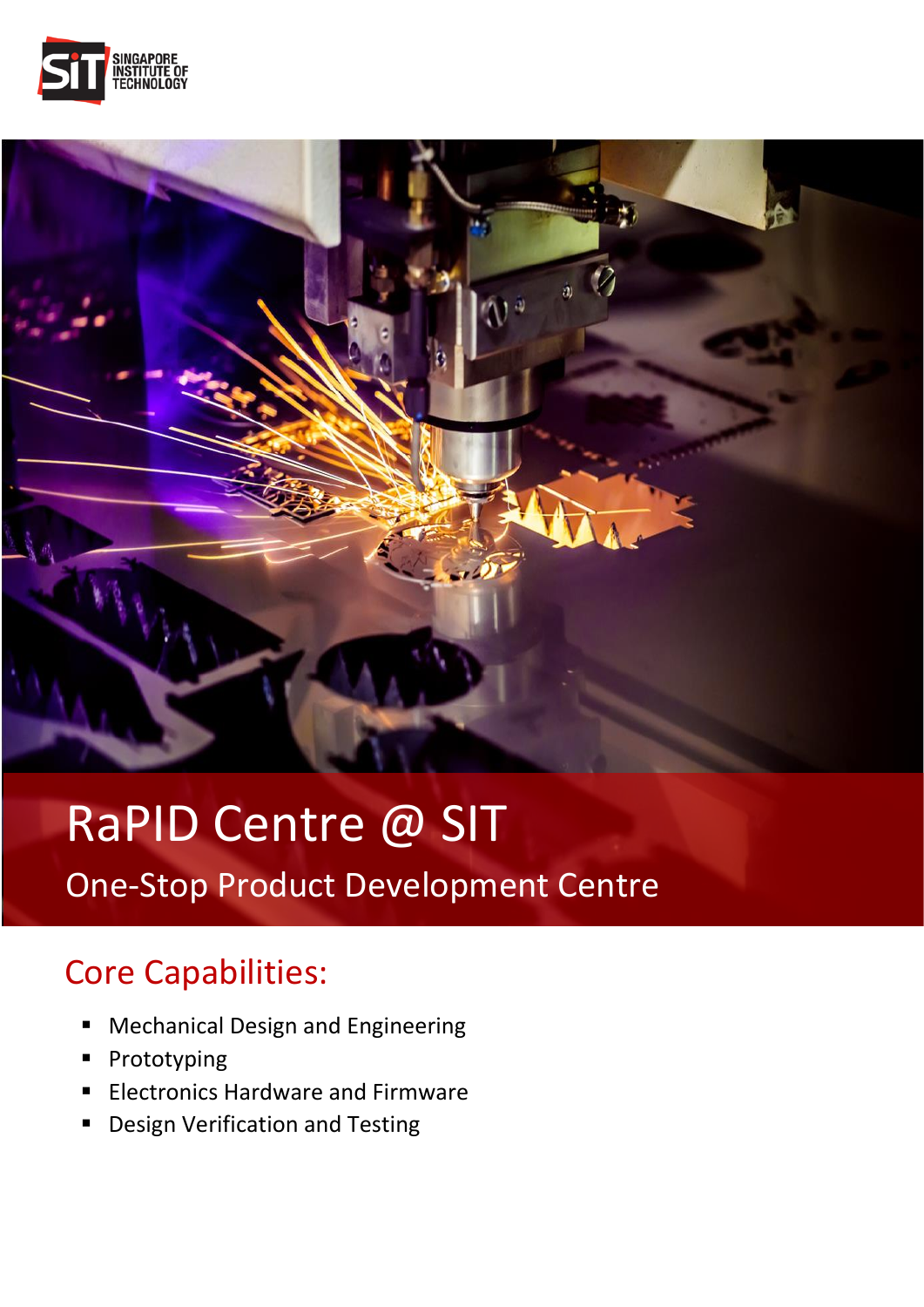# RaPID Centre @ SIT

## One-Stop Product Development Centre

## Core Capabilities:

- Mechanical Design and Engineering
- Prototyping
- Electronics Hardware and Firmware
- Design Verification and Testing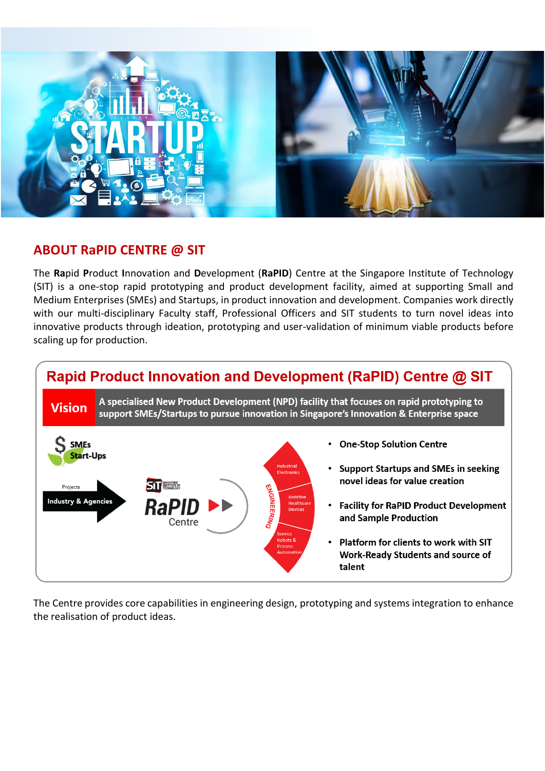## ABOUT RaPID CENTRE @ SIT

The **Ra**pid **P**roduct **I**nnovation and **D**evelopment (**RaPID**) Centre at the Singapore Institute of Technology (SIT) is a one-stop rapid prototyping and product development facility, aimed at supporting Small and Medium Enterprises (SMEs) and Startups, in product innovation and development. Companies work directly with our multi-disciplinary Faculty staff, Professional Officers and SIT students to turn novel ideas into innovative products through ideation, prototyping and user-validation of minimum viable products before scaling up for production.

### Rapid Product Innovation and Development (RaPID) Centre @ SIT

**Vision** — A specialised New Product Development (NPD) facility that focuses on rapid prototyping to support SMEs/Startups to pursue innovation in Singapore's Innovation & Enterprise space

SMEs
Start-Ups

Projects
Industry & Agencies

RaPID Centre

ENGINEERING
- Industrial Electronics
- Assistive Healthcare Devices
- Service Robots & Process Automation

- **One-Stop Solution Centre**
- **Support Startups and SMEs in seeking novel ideas for value creation**
- **Facility for RaPID Product Development and Sample Production**
- **Platform for clients to work with SIT Work-Ready Students and source of talent**

The Centre provides core capabilities in engineering design, prototyping and systems integration to enhance the realisation of product ideas.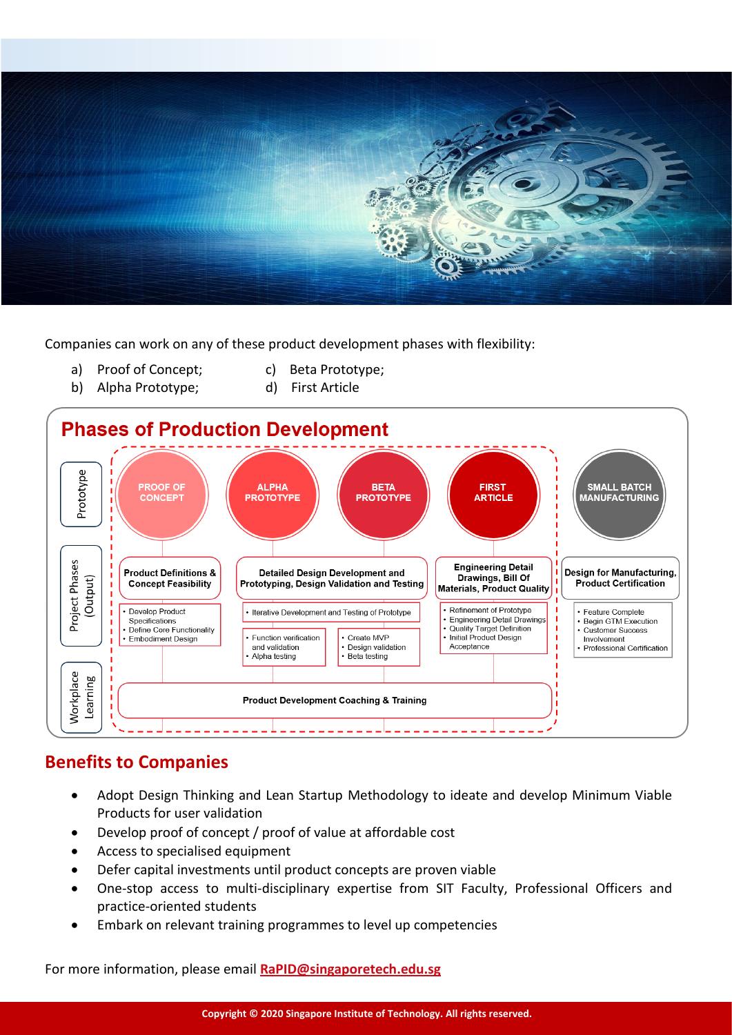Companies can work on any of these product development phases with flexibility:

a) Proof of Concept;
b) Alpha Prototype;
c) Beta Prototype;
d) First Article

## Phases of Production Development

Prototype

PROOF OF CONCEPT

ALPHA PROTOTYPE

BETA PROTOTYPE

FIRST ARTICLE

SMALL BATCH MANUFACTURING

Project Phases (Output)

Product Definitions & Concept Feasibility
- Develop Product Specifications
- Define Core Functionality
- Embodiment Design

Detailed Design Development and Prototyping, Design Validation and Testing
- Iterative Development and Testing of Prototype
- Function verification and validation
- Alpha testing
- Create MVP
- Design validation
- Beta testing

Engineering Detail Drawings, Bill Of Materials, Product Quality
- Refinement of Prototype
- Engineering Detail Drawings
- Quality Target Definition
- Initial Product Design Acceptance

Design for Manufacturing, Product Certification
- Feature Complete
- Begin GTM Execution
- Customer Success Involvement
- Professional Certification

Workplace Learning

Product Development Coaching & Training

## Benefits to Companies

- Adopt Design Thinking and Lean Startup Methodology to ideate and develop Minimum Viable Products for user validation
- Develop proof of concept / proof of value at affordable cost
- Access to specialised equipment
- Defer capital investments until product concepts are proven viable
- One-stop access to multi-disciplinary expertise from SIT Faculty, Professional Officers and practice-oriented students
- Embark on relevant training programmes to level up competencies

For more information, please email **RaPID@singaporetech.edu.sg**

Copyright © 2020 Singapore Institute of Technology. All rights reserved.